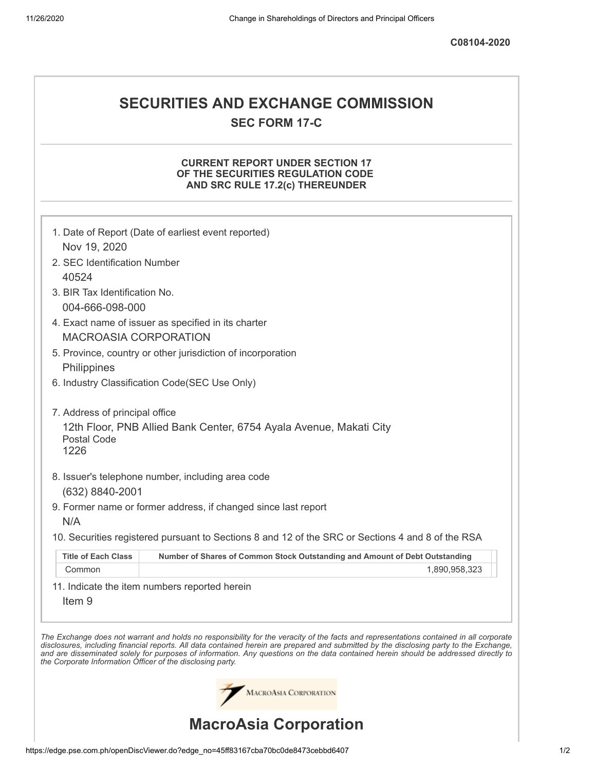C08104-2020

# SECURITIES AND EXCHANGE COMMISSION

## SEC FORM 17-C

### CURRENT REPORT UNDER SECTION 17 OF THE SECURITIES REGULATION CODE AND SRC RULE 17.2(c) THEREUNDER

1. Date of Report (Date of earliest event reported)
   Nov 19, 2020
2. SEC Identification Number
   40524
3. BIR Tax Identification No.
   004-666-098-000
4. Exact name of issuer as specified in its charter
   MACROASIA CORPORATION
5. Province, country or other jurisdiction of incorporation
   Philippines
6. Industry Classification Code(SEC Use Only)
7. Address of principal office
   12th Floor, PNB Allied Bank Center, 6754 Ayala Avenue, Makati City
   Postal Code
   1226
8. Issuer's telephone number, including area code
   (632) 8840-2001
9. Former name or former address, if changed since last report
   N/A
10. Securities registered pursuant to Sections 8 and 12 of the SRC or Sections 4 and 8 of the RSA

| Title of Each Class | Number of Shares of Common Stock Outstanding and Amount of Debt Outstanding |
|---|---|
| Common | 1,890,958,323 |

11. Indicate the item numbers reported herein
    Item 9

*The Exchange does not warrant and holds no responsibility for the veracity of the facts and representations contained in all corporate disclosures, including financial reports. All data contained herein are prepared and submitted by the disclosing party to the Exchange, and are disseminated solely for purposes of information. Any questions on the data contained herein should be addressed directly to the Corporate Information Officer of the disclosing party.*

MacroAsia Corporation

# MacroAsia Corporation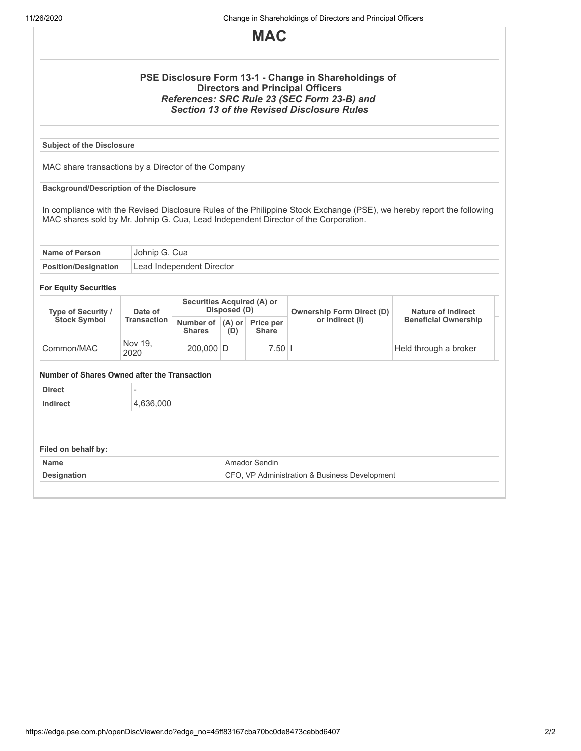# MAC

### PSE Disclosure Form 13-1 - Change in Shareholdings of Directors and Principal Officers

*References: SRC Rule 23 (SEC Form 23-B) and Section 13 of the Revised Disclosure Rules*

**Subject of the Disclosure**

MAC share transactions by a Director of the Company

**Background/Description of the Disclosure**

In compliance with the Revised Disclosure Rules of the Philippine Stock Exchange (PSE), we hereby report the following MAC shares sold by Mr. Johnip G. Cua, Lead Independent Director of the Corporation.

| | |
|---|---|
| **Name of Person** | Johnip G. Cua |
| **Position/Designation** | Lead Independent Director |

**For Equity Securities**

| Type of Security / Stock Symbol | Date of Transaction | Securities Acquired (A) or Disposed (D) | | | Ownership Form Direct (D) or Indirect (I) | Nature of Indirect Beneficial Ownership |
|---|---|---|---|---|---|---|
| | | Number of Shares | (A) or (D) | Price per Share | | |
| Common/MAC | Nov 19, 2020 | 200,000 | D | 7.50 | I | Held through a broker |

**Number of Shares Owned after the Transaction**

| | |
|---|---|
| **Direct** | - |
| **Indirect** | 4,636,000 |

**Filed on behalf by:**

| | |
|---|---|
| **Name** | Amador Sendin |
| **Designation** | CFO, VP Administration & Business Development |